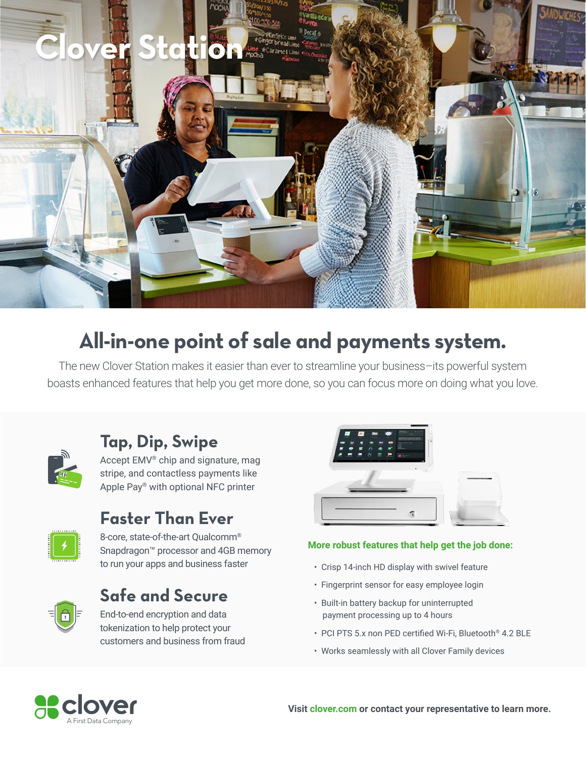# Clover Station

## All-in-one point of sale and payments system.

The new Clover Station makes it easier than ever to streamline your business–its powerful system boasts enhanced features that help you get more done, so you can focus more on doing what you love.

### Tap, Dip, Swipe

Accept EMV® chip and signature, mag stripe, and contactless payments like Apple Pay® with optional NFC printer

### Faster Than Ever

8-core, state-of-the-art Qualcomm® Snapdragon™ processor and 4GB memory to run your apps and business faster

### Safe and Secure

End-to-end encryption and data tokenization to help protect your customers and business from fraud

**More robust features that help get the job done:**

- Crisp 14-inch HD display with swivel feature
- Fingerprint sensor for easy employee login
- Built-in battery backup for uninterrupted payment processing up to 4 hours
- PCI PTS 5.x non PED certified Wi-Fi, Bluetooth® 4.2 BLE
- Works seamlessly with all Clover Family devices

clover
A First Data Company

**Visit clover.com or contact your representative to learn more.**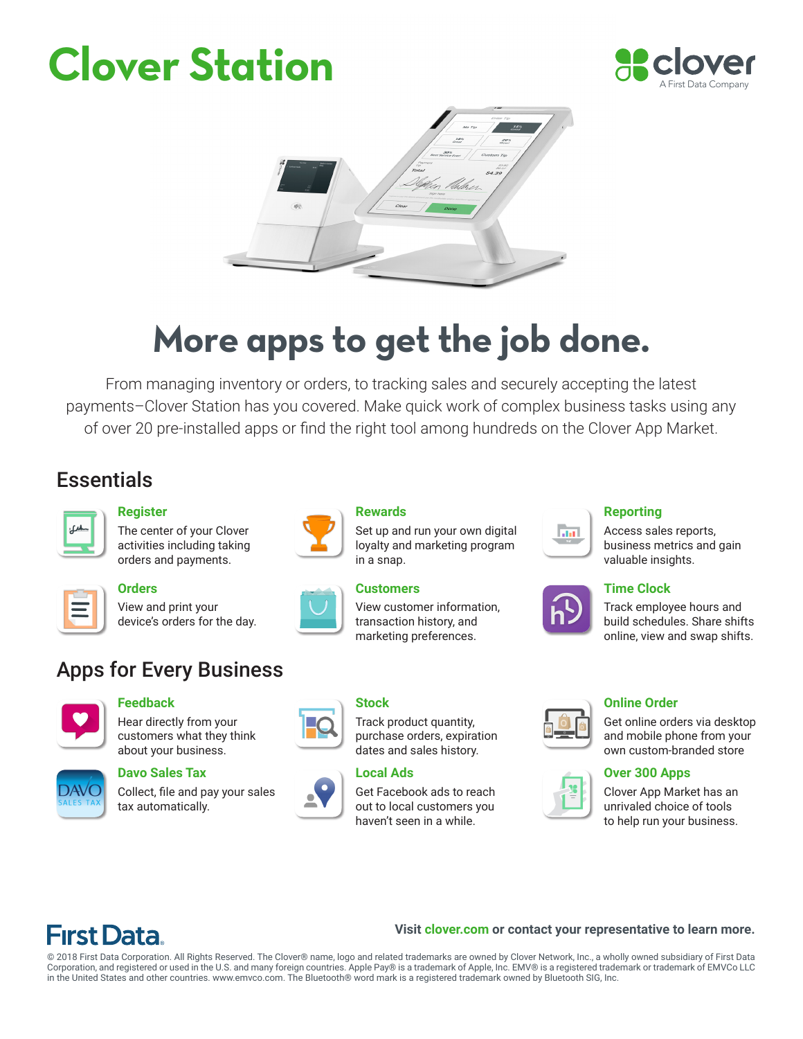# Clover Station

clover
A First Data Company

## More apps to get the job done.

From managing inventory or orders, to tracking sales and securely accepting the latest payments–Clover Station has you covered. Make quick work of complex business tasks using any of over 20 pre-installed apps or find the right tool among hundreds on the Clover App Market.

### Essentials

**Register**
The center of your Clover activities including taking orders and payments.

**Rewards**
Set up and run your own digital loyalty and marketing program in a snap.

**Reporting**
Access sales reports, business metrics and gain valuable insights.

**Orders**
View and print your device's orders for the day.

**Customers**
View customer information, transaction history, and marketing preferences.

**Time Clock**
Track employee hours and build schedules. Share shifts online, view and swap shifts.

### Apps for Every Business

**Feedback**
Hear directly from your customers what they think about your business.

**Stock**
Track product quantity, purchase orders, expiration dates and sales history.

**Online Order**
Get online orders via desktop and mobile phone from your own custom-branded store

**Davo Sales Tax**
Collect, file and pay your sales tax automatically.

**Local Ads**
Get Facebook ads to reach out to local customers you haven't seen in a while.

**Over 300 Apps**
Clover App Market has an unrivaled choice of tools to help run your business.

First Data.

**Visit clover.com or contact your representative to learn more.**

© 2018 First Data Corporation. All Rights Reserved. The Clover® name, logo and related trademarks are owned by Clover Network, Inc., a wholly owned subsidiary of First Data Corporation, and registered or used in the U.S. and many foreign countries. Apple Pay® is a trademark of Apple, Inc. EMV® is a registered trademark or trademark of EMVCo LLC in the United States and other countries. www.emvco.com. The Bluetooth® word mark is a registered trademark owned by Bluetooth SIG, Inc.